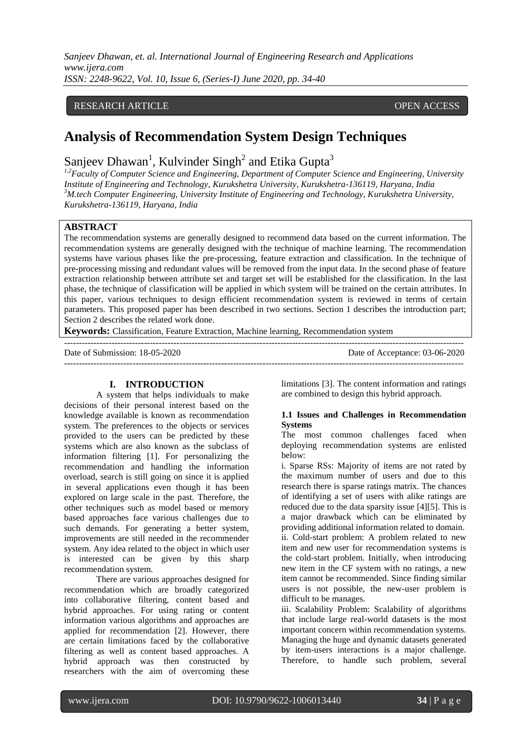RESEARCH ARTICLE OPEN ACCESS

# Analysis of Recommendation System Design Techniques

Sanjeev Dhawan[1], Kulvinder Singh[2] and Etika Gupta[3]

[1,2]Faculty of Computer Science and Engineering, Department of Computer Science and Engineering, University Institute of Engineering and Technology, Kurukshetra University, Kurukshetra-136119, Haryana, India
[3]M.tech Computer Engineering, University Institute of Engineering and Technology, Kurukshetra University, Kurukshetra-136119, Haryana, India

## ABSTRACT

The recommendation systems are generally designed to recommend data based on the current information. The recommendation systems are generally designed with the technique of machine learning. The recommendation systems have various phases like the pre-processing, feature extraction and classification. In the technique of pre-processing missing and redundant values will be removed from the input data. In the second phase of feature extraction relationship between attribute set and target set will be established for the classification. In the last phase, the technique of classification will be applied in which system will be trained on the certain attributes. In this paper, various techniques to design efficient recommendation system is reviewed in terms of certain parameters. This proposed paper has been described in two sections. Section 1 describes the introduction part; Section 2 describes the related work done.

**Keywords:** Classification, Feature Extraction, Machine learning, Recommendation system

Date of Submission: 18-05-2020 Date of Acceptance: 03-06-2020

## I. INTRODUCTION

A system that helps individuals to make decisions of their personal interest based on the knowledge available is known as recommendation system. The preferences to the objects or services provided to the users can be predicted by these systems which are also known as the subclass of information filtering [1]. For personalizing the recommendation and handling the information overload, search is still going on since it is applied in several applications even though it has been explored on large scale in the past. Therefore, the other techniques such as model based or memory based approaches face various challenges due to such demands. For generating a better system, improvements are still needed in the recommender system. Any idea related to the object in which user is interested can be given by this sharp recommendation system.

There are various approaches designed for recommendation which are broadly categorized into collaborative filtering, content based and hybrid approaches. For using rating or content information various algorithms and approaches are applied for recommendation [2]. However, there are certain limitations faced by the collaborative filtering as well as content based approaches. A hybrid approach was then constructed by researchers with the aim of overcoming these limitations [3]. The content information and ratings are combined to design this hybrid approach.

### 1.1 Issues and Challenges in Recommendation Systems

The most common challenges faced when deploying recommendation systems are enlisted below:

i. Sparse RSs: Majority of items are not rated by the maximum number of users and due to this research there is sparse ratings matrix. The chances of identifying a set of users with alike ratings are reduced due to the data sparsity issue [4][5]. This is a major drawback which can be eliminated by providing additional information related to domain.

ii. Cold-start problem: A problem related to new item and new user for recommendation systems is the cold-start problem. Initially, when introducing new item in the CF system with no ratings, a new item cannot be recommended. Since finding similar users is not possible, the new-user problem is difficult to be manages.

iii. Scalability Problem: Scalability of algorithms that include large real-world datasets is the most important concern within recommendation systems. Managing the huge and dynamic datasets generated by item-users interactions is a major challenge. Therefore, to handle such problem, several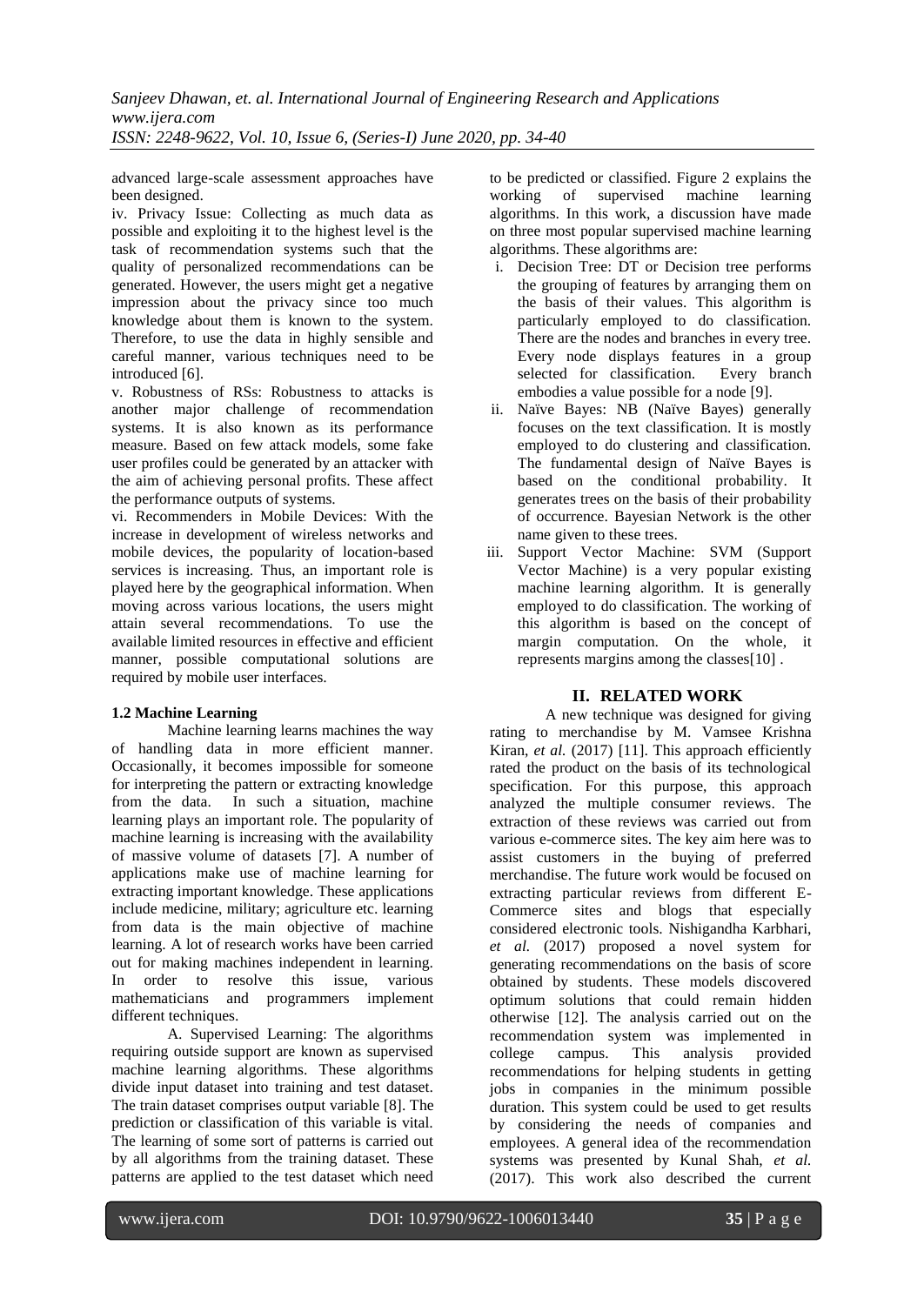advanced large-scale assessment approaches have been designed.

iv. Privacy Issue: Collecting as much data as possible and exploiting it to the highest level is the task of recommendation systems such that the quality of personalized recommendations can be generated. However, the users might get a negative impression about the privacy since too much knowledge about them is known to the system. Therefore, to use the data in highly sensible and careful manner, various techniques need to be introduced [6].

v. Robustness of RSs: Robustness to attacks is another major challenge of recommendation systems. It is also known as its performance measure. Based on few attack models, some fake user profiles could be generated by an attacker with the aim of achieving personal profits. These affect the performance outputs of systems.

vi. Recommenders in Mobile Devices: With the increase in development of wireless networks and mobile devices, the popularity of location-based services is increasing. Thus, an important role is played here by the geographical information. When moving across various locations, the users might attain several recommendations. To use the available limited resources in effective and efficient manner, possible computational solutions are required by mobile user interfaces.

### 1.2 Machine Learning

Machine learning learns machines the way of handling data in more efficient manner. Occasionally, it becomes impossible for someone for interpreting the pattern or extracting knowledge from the data. In such a situation, machine learning plays an important role. The popularity of machine learning is increasing with the availability of massive volume of datasets [7]. A number of applications make use of machine learning for extracting important knowledge. These applications include medicine, military; agriculture etc. learning from data is the main objective of machine learning. A lot of research works have been carried out for making machines independent in learning. In order to resolve this issue, various mathematicians and programmers implement different techniques.

A. Supervised Learning: The algorithms requiring outside support are known as supervised machine learning algorithms. These algorithms divide input dataset into training and test dataset. The train dataset comprises output variable [8]. The prediction or classification of this variable is vital. The learning of some sort of patterns is carried out by all algorithms from the training dataset. These patterns are applied to the test dataset which need to be predicted or classified. Figure 2 explains the working of supervised machine learning algorithms. In this work, a discussion have made on three most popular supervised machine learning algorithms. These algorithms are:

i. Decision Tree: DT or Decision tree performs the grouping of features by arranging them on the basis of their values. This algorithm is particularly employed to do classification. There are the nodes and branches in every tree. Every node displays features in a group selected for classification. Every branch embodies a value possible for a node [9].

ii. Naïve Bayes: NB (Naïve Bayes) generally focuses on the text classification. It is mostly employed to do clustering and classification. The fundamental design of Naïve Bayes is based on the conditional probability. It generates trees on the basis of their probability of occurrence. Bayesian Network is the other name given to these trees.

iii. Support Vector Machine: SVM (Support Vector Machine) is a very popular existing machine learning algorithm. It is generally employed to do classification. The working of this algorithm is based on the concept of margin computation. On the whole, it represents margins among the classes[10] .

## II. RELATED WORK

A new technique was designed for giving rating to merchandise by M. Vamsee Krishna Kiran, *et al.* (2017) [11]. This approach efficiently rated the product on the basis of its technological specification. For this purpose, this approach analyzed the multiple consumer reviews. The extraction of these reviews was carried out from various e-commerce sites. The key aim here was to assist customers in the buying of preferred merchandise. The future work would be focused on extracting particular reviews from different E-Commerce sites and blogs that especially considered electronic tools. Nishigandha Karbhari, *et al.* (2017) proposed a novel system for generating recommendations on the basis of score obtained by students. These models discovered optimum solutions that could remain hidden otherwise [12]. The analysis carried out on the recommendation system was implemented in college campus. This analysis provided recommendations for helping students in getting jobs in companies in the minimum possible duration. This system could be used to get results by considering the needs of companies and employees. A general idea of the recommendation systems was presented by Kunal Shah, *et al.* (2017). This work also described the current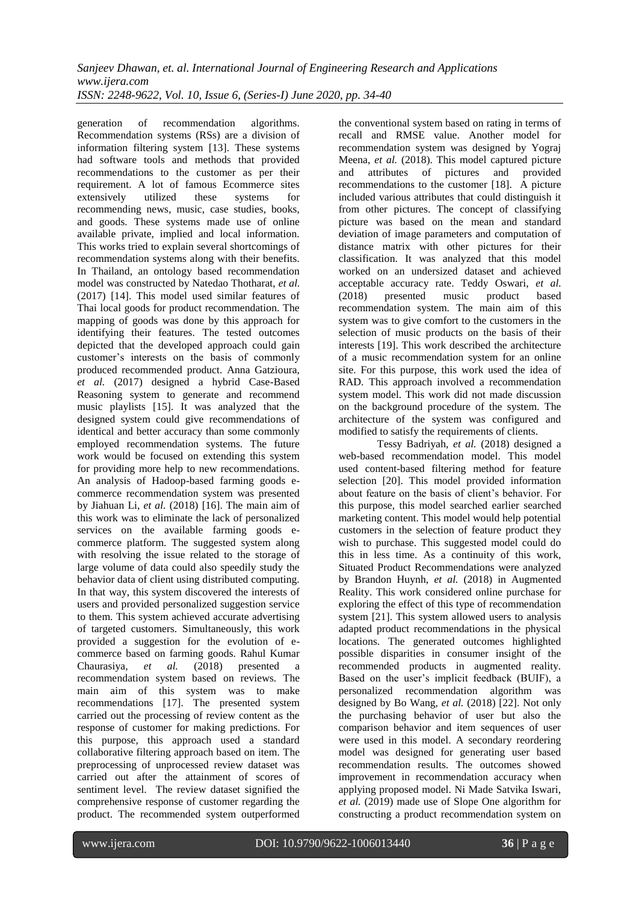generation of recommendation algorithms. Recommendation systems (RSs) are a division of information filtering system [13]. These systems had software tools and methods that provided recommendations to the customer as per their requirement. A lot of famous Ecommerce sites extensively utilized these systems for recommending news, music, case studies, books, and goods. These systems made use of online available private, implied and local information. This works tried to explain several shortcomings of recommendation systems along with their benefits. In Thailand, an ontology based recommendation model was constructed by Natedao Thotharat, *et al.* (2017) [14]. This model used similar features of Thai local goods for product recommendation. The mapping of goods was done by this approach for identifying their features. The tested outcomes depicted that the developed approach could gain customer's interests on the basis of commonly produced recommended product. Anna Gatzioura, *et al.* (2017) designed a hybrid Case-Based Reasoning system to generate and recommend music playlists [15]. It was analyzed that the designed system could give recommendations of identical and better accuracy than some commonly employed recommendation systems. The future work would be focused on extending this system for providing more help to new recommendations. An analysis of Hadoop-based farming goods e-commerce recommendation system was presented by Jiahuan Li, *et al.* (2018) [16]. The main aim of this work was to eliminate the lack of personalized services on the available farming goods e-commerce platform. The suggested system along with resolving the issue related to the storage of large volume of data could also speedily study the behavior data of client using distributed computing. In that way, this system discovered the interests of users and provided personalized suggestion service to them. This system achieved accurate advertising of targeted customers. Simultaneously, this work provided a suggestion for the evolution of e-commerce based on farming goods. Rahul Kumar Chaurasiya, *et al.* (2018) presented a recommendation system based on reviews. The main aim of this system was to make recommendations [17]. The presented system carried out the processing of review content as the response of customer for making predictions. For this purpose, this approach used a standard collaborative filtering approach based on item. The preprocessing of unprocessed review dataset was carried out after the attainment of scores of sentiment level. The review dataset signified the comprehensive response of customer regarding the product. The recommended system outperformed the conventional system based on rating in terms of recall and RMSE value. Another model for recommendation system was designed by Yograj Meena, *et al.* (2018). This model captured picture and attributes of pictures and provided recommendations to the customer [18]. A picture included various attributes that could distinguish it from other pictures. The concept of classifying picture was based on the mean and standard deviation of image parameters and computation of distance matrix with other pictures for their classification. It was analyzed that this model worked on an undersized dataset and achieved acceptable accuracy rate. Teddy Oswari, *et al.* (2018) presented music product based recommendation system. The main aim of this system was to give comfort to the customers in the selection of music products on the basis of their interests [19]. This work described the architecture of a music recommendation system for an online site. For this purpose, this work used the idea of RAD. This approach involved a recommendation system model. This work did not made discussion on the background procedure of the system. The architecture of the system was configured and modified to satisfy the requirements of clients.

Tessy Badriyah, *et al.* (2018) designed a web-based recommendation model. This model used content-based filtering method for feature selection [20]. This model provided information about feature on the basis of client's behavior. For this purpose, this model searched earlier searched marketing content. This model would help potential customers in the selection of feature product they wish to purchase. This suggested model could do this in less time. As a continuity of this work, Situated Product Recommendations were analyzed by Brandon Huynh, *et al.* (2018) in Augmented Reality. This work considered online purchase for exploring the effect of this type of recommendation system [21]. This system allowed users to analysis adapted product recommendations in the physical locations. The generated outcomes highlighted possible disparities in consumer insight of the recommended products in augmented reality. Based on the user's implicit feedback (BUIF), a personalized recommendation algorithm was designed by Bo Wang, *et al.* (2018) [22]. Not only the purchasing behavior of user but also the comparison behavior and item sequences of user were used in this model. A secondary reordering model was designed for generating user based recommendation results. The outcomes showed improvement in recommendation accuracy when applying proposed model. Ni Made Satvika Iswari, *et al.* (2019) made use of Slope One algorithm for constructing a product recommendation system on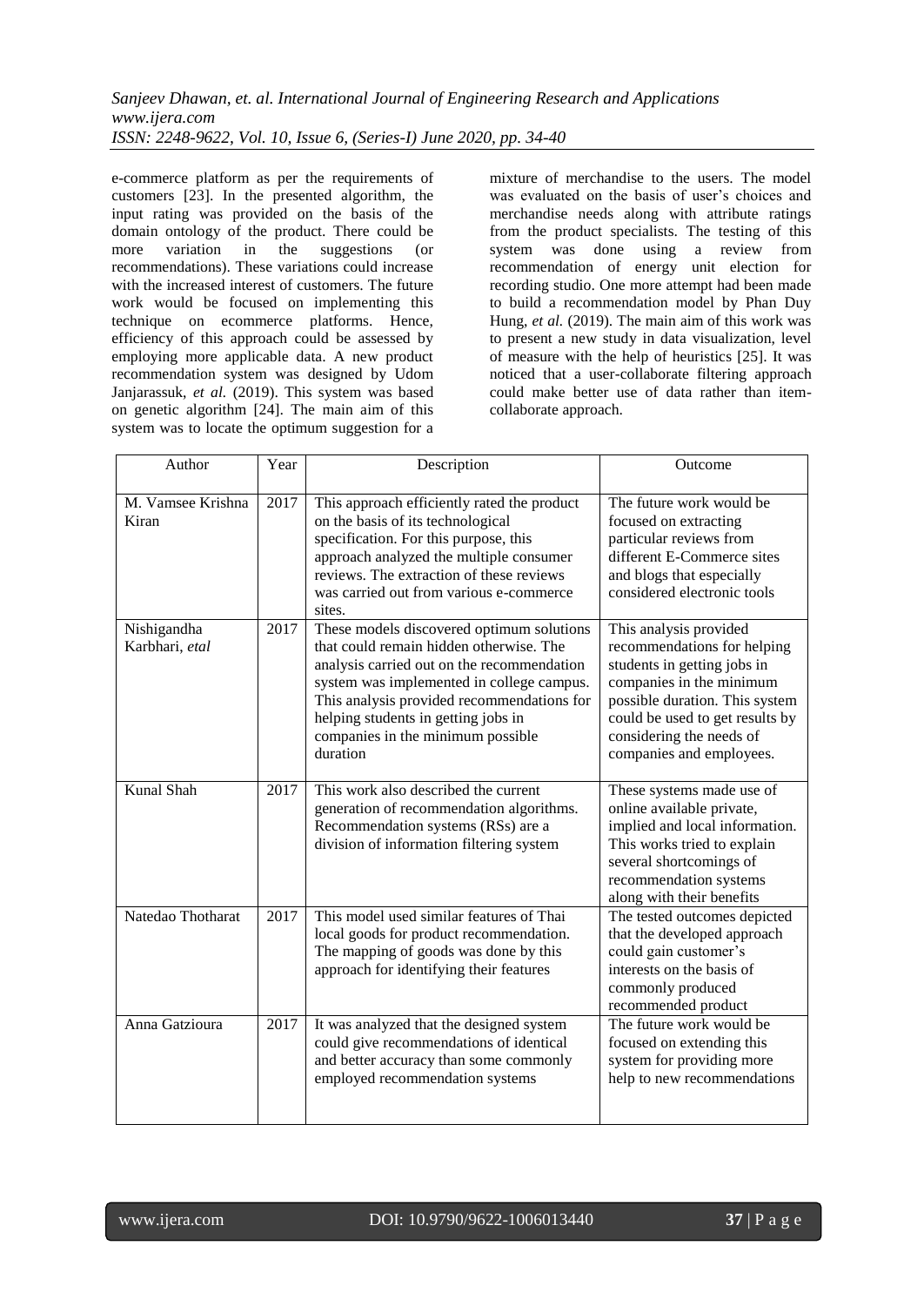e-commerce platform as per the requirements of customers [23]. In the presented algorithm, the input rating was provided on the basis of the domain ontology of the product. There could be more variation in the suggestions (or recommendations). These variations could increase with the increased interest of customers. The future work would be focused on implementing this technique on ecommerce platforms. Hence, efficiency of this approach could be assessed by employing more applicable data. A new product recommendation system was designed by Udom Janjarassuk, *et al.* (2019). This system was based on genetic algorithm [24]. The main aim of this system was to locate the optimum suggestion for a mixture of merchandise to the users. The model was evaluated on the basis of user's choices and merchandise needs along with attribute ratings from the product specialists. The testing of this system was done using a review from recommendation of energy unit election for recording studio. One more attempt had been made to build a recommendation model by Phan Duy Hung, *et al.* (2019). The main aim of this work was to present a new study in data visualization, level of measure with the help of heuristics [25]. It was noticed that a user-collaborate filtering approach could make better use of data rather than item-collaborate approach.

| Author | Year | Description | Outcome |
|---|---|---|---|
| M. Vamsee Krishna Kiran | 2017 | This approach efficiently rated the product on the basis of its technological specification. For this purpose, this approach analyzed the multiple consumer reviews. The extraction of these reviews was carried out from various e-commerce sites. | The future work would be focused on extracting particular reviews from different E-Commerce sites and blogs that especially considered electronic tools |
| Nishigandha Karbhari, *etal* | 2017 | These models discovered optimum solutions that could remain hidden otherwise. The analysis carried out on the recommendation system was implemented in college campus. This analysis provided recommendations for helping students in getting jobs in companies in the minimum possible duration | This analysis provided recommendations for helping students in getting jobs in companies in the minimum possible duration. This system could be used to get results by considering the needs of companies and employees. |
| Kunal Shah | 2017 | This work also described the current generation of recommendation algorithms. Recommendation systems (RSs) are a division of information filtering system | These systems made use of online available private, implied and local information. This works tried to explain several shortcomings of recommendation systems along with their benefits |
| Natedao Thotharat | 2017 | This model used similar features of Thai local goods for product recommendation. The mapping of goods was done by this approach for identifying their features | The tested outcomes depicted that the developed approach could gain customer's interests on the basis of commonly produced recommended product |
| Anna Gatzioura | 2017 | It was analyzed that the designed system could give recommendations of identical and better accuracy than some commonly employed recommendation systems | The future work would be focused on extending this system for providing more help to new recommendations |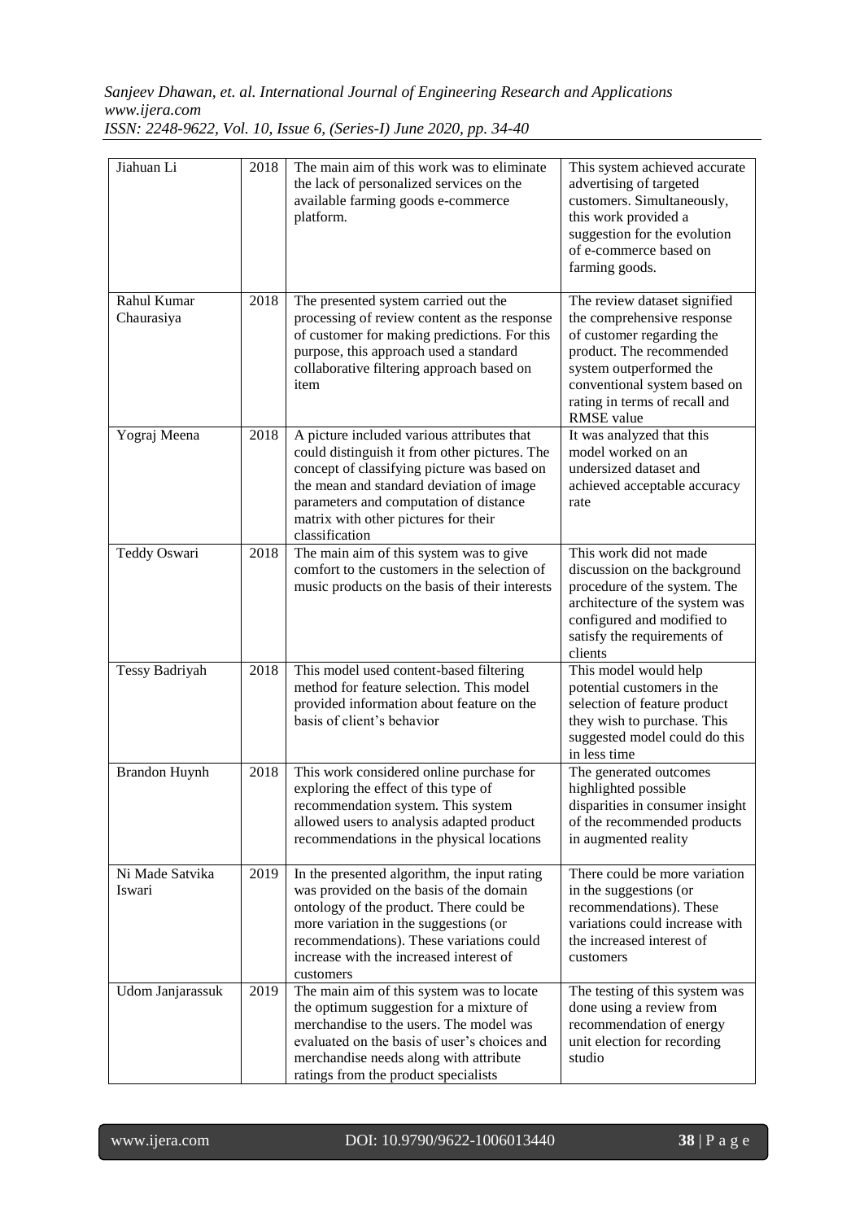| Jiahuan Li | 2018 | The main aim of this work was to eliminate the lack of personalized services on the available farming goods e-commerce platform. | This system achieved accurate advertising of targeted customers. Simultaneously, this work provided a suggestion for the evolution of e-commerce based on farming goods. |
|---|---|---|---|
| Rahul Kumar Chaurasiya | 2018 | The presented system carried out the processing of review content as the response of customer for making predictions. For this purpose, this approach used a standard collaborative filtering approach based on item | The review dataset signified the comprehensive response of customer regarding the product. The recommended system outperformed the conventional system based on rating in terms of recall and RMSE value |
| Yograj Meena | 2018 | A picture included various attributes that could distinguish it from other pictures. The concept of classifying picture was based on the mean and standard deviation of image parameters and computation of distance matrix with other pictures for their classification | It was analyzed that this model worked on an undersized dataset and achieved acceptable accuracy rate |
| Teddy Oswari | 2018 | The main aim of this system was to give comfort to the customers in the selection of music products on the basis of their interests | This work did not made discussion on the background procedure of the system. The architecture of the system was configured and modified to satisfy the requirements of clients |
| Tessy Badriyah | 2018 | This model used content-based filtering method for feature selection. This model provided information about feature on the basis of client's behavior | This model would help potential customers in the selection of feature product they wish to purchase. This suggested model could do this in less time |
| Brandon Huynh | 2018 | This work considered online purchase for exploring the effect of this type of recommendation system. This system allowed users to analysis adapted product recommendations in the physical locations | The generated outcomes highlighted possible disparities in consumer insight of the recommended products in augmented reality |
| Ni Made Satvika Iswari | 2019 | In the presented algorithm, the input rating was provided on the basis of the domain ontology of the product. There could be more variation in the suggestions (or recommendations). These variations could increase with the increased interest of customers | There could be more variation in the suggestions (or recommendations). These variations could increase with the increased interest of customers |
| Udom Janjarassuk | 2019 | The main aim of this system was to locate the optimum suggestion for a mixture of merchandise to the users. The model was evaluated on the basis of user's choices and merchandise needs along with attribute ratings from the product specialists | The testing of this system was done using a review from recommendation of energy unit election for recording studio |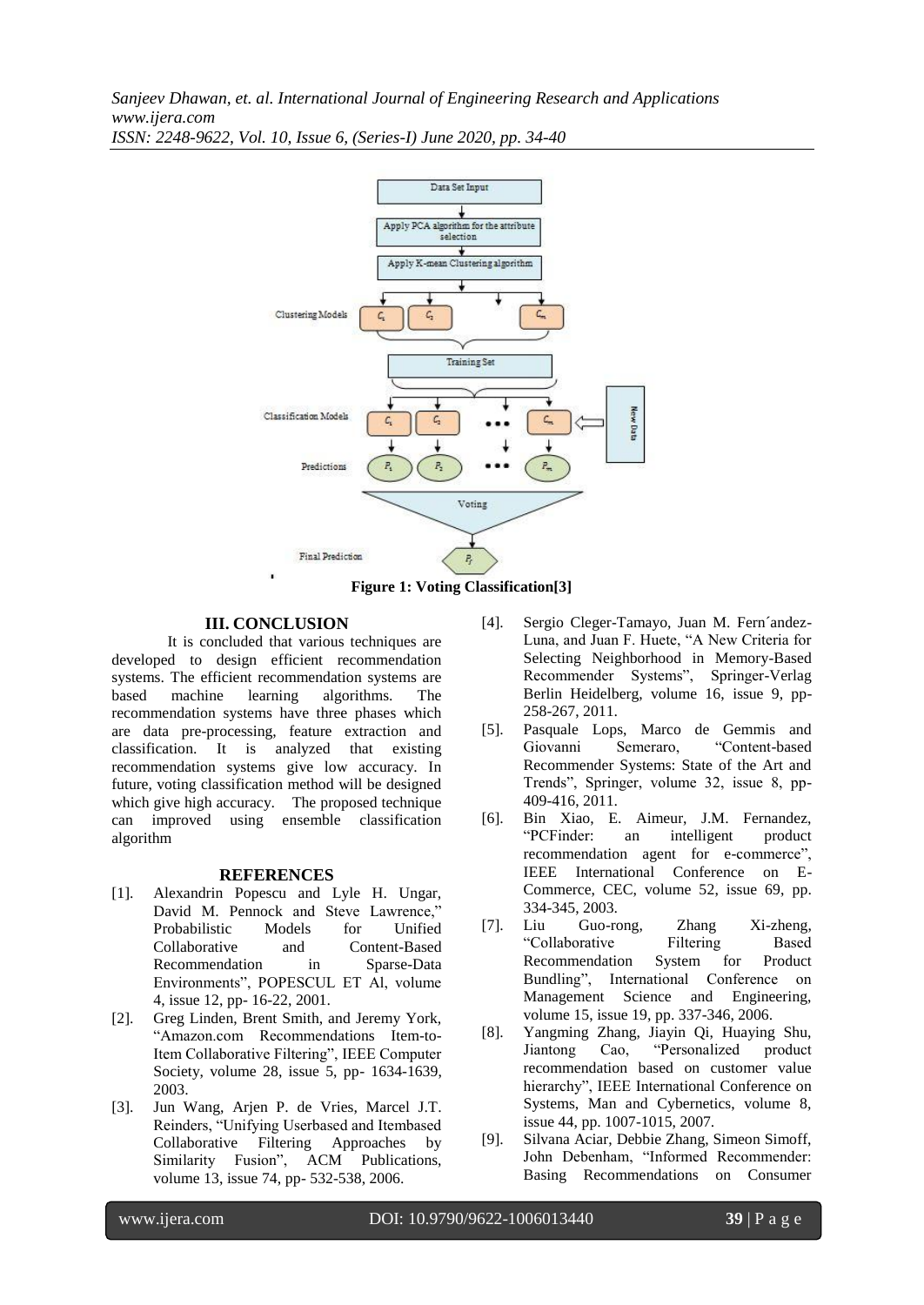Figure 1: Voting Classification[3]

## III. CONCLUSION

It is concluded that various techniques are developed to design efficient recommendation systems. The efficient recommendation systems are based machine learning algorithms. The recommendation systems have three phases which are data pre-processing, feature extraction and classification. It is analyzed that existing recommendation systems give low accuracy. In future, voting classification method will be designed which give high accuracy. The proposed technique can improved using ensemble classification algorithm

## REFERENCES

[1]. Alexandrin Popescu and Lyle H. Ungar, David M. Pennock and Steve Lawrence," Probabilistic Models for Unified Collaborative and Content-Based Recommendation in Sparse-Data Environments", POPESCUL ET Al, volume 4, issue 12, pp- 16-22, 2001.

[2]. Greg Linden, Brent Smith, and Jeremy York, "Amazon.com Recommendations Item-to-Item Collaborative Filtering", IEEE Computer Society, volume 28, issue 5, pp- 1634-1639, 2003.

[3]. Jun Wang, Arjen P. de Vries, Marcel J.T. Reinders, "Unifying Userbased and Itembased Collaborative Filtering Approaches by Similarity Fusion", ACM Publications, volume 13, issue 74, pp- 532-538, 2006.

[4]. Sergio Cleger-Tamayo, Juan M. Fern´andez-Luna, and Juan F. Huete, "A New Criteria for Selecting Neighborhood in Memory-Based Recommender Systems", Springer-Verlag Berlin Heidelberg, volume 16, issue 9, pp-258-267, 2011.

[5]. Pasquale Lops, Marco de Gemmis and Giovanni Semeraro, "Content-based Recommender Systems: State of the Art and Trends", Springer, volume 32, issue 8, pp-409-416, 2011.

[6]. Bin Xiao, E. Aimeur, J.M. Fernandez, "PCFinder: an intelligent product recommendation agent for e-commerce", IEEE International Conference on E-Commerce, CEC, volume 52, issue 69, pp. 334-345, 2003.

[7]. Liu Guo-rong, Zhang Xi-zheng, "Collaborative Filtering Based Recommendation System for Product Bundling", International Conference on Management Science and Engineering, volume 15, issue 19, pp. 337-346, 2006.

[8]. Yangming Zhang, Jiayin Qi, Huaying Shu, Jiantong Cao, "Personalized product recommendation based on customer value hierarchy", IEEE International Conference on Systems, Man and Cybernetics, volume 8, issue 44, pp. 1007-1015, 2007.

[9]. Silvana Aciar, Debbie Zhang, Simeon Simoff, John Debenham, "Informed Recommender: Basing Recommendations on Consumer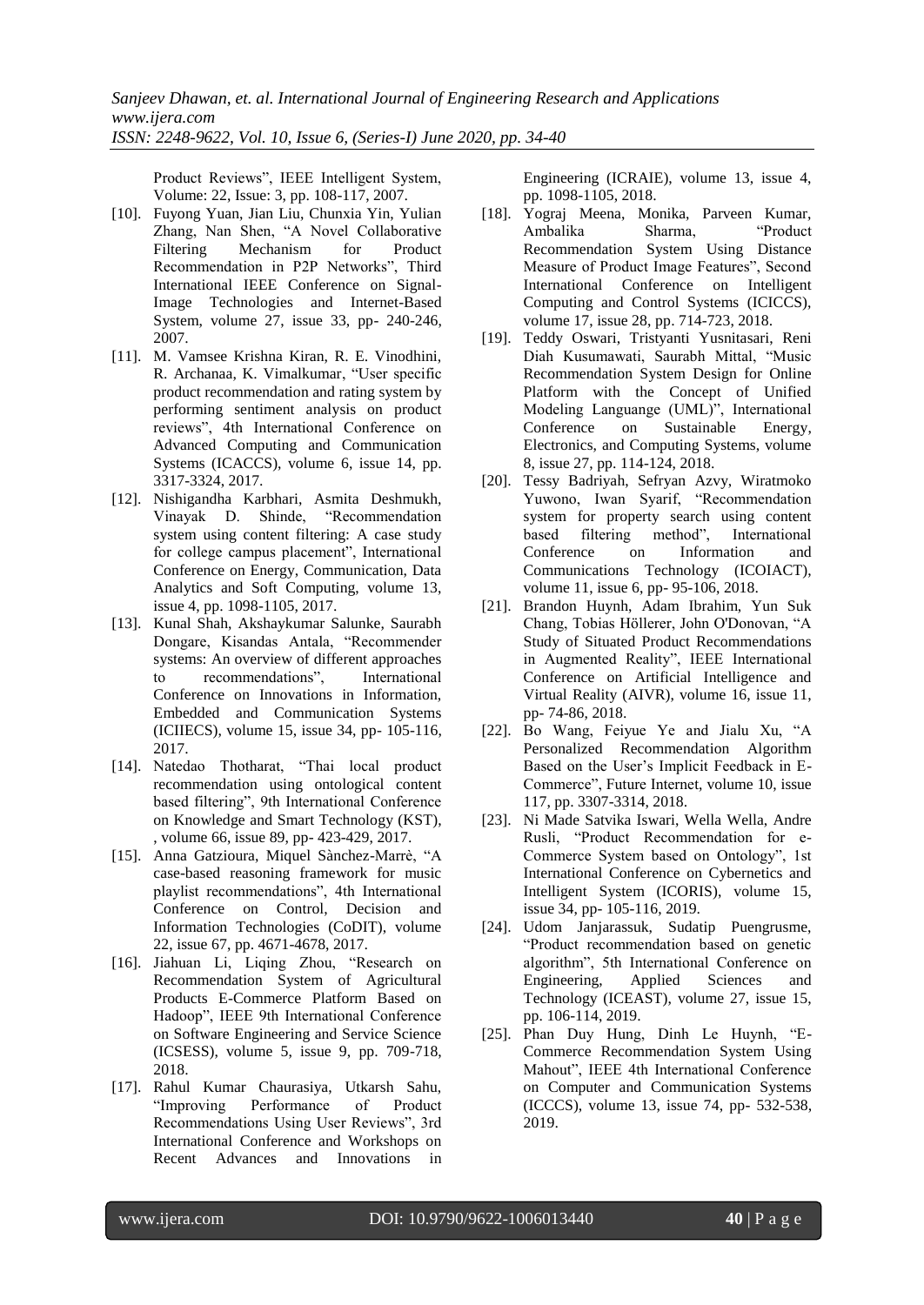Product Reviews", IEEE Intelligent System, Volume: 22, Issue: 3, pp. 108-117, 2007.

[10]. Fuyong Yuan, Jian Liu, Chunxia Yin, Yulian Zhang, Nan Shen, "A Novel Collaborative Filtering Mechanism for Product Recommendation in P2P Networks", Third International IEEE Conference on Signal-Image Technologies and Internet-Based System, volume 27, issue 33, pp- 240-246, 2007.

[11]. M. Vamsee Krishna Kiran, R. E. Vinodhini, R. Archanaa, K. Vimalkumar, "User specific product recommendation and rating system by performing sentiment analysis on product reviews", 4th International Conference on Advanced Computing and Communication Systems (ICACCS), volume 6, issue 14, pp. 3317-3324, 2017.

[12]. Nishigandha Karbhari, Asmita Deshmukh, Vinayak D. Shinde, "Recommendation system using content filtering: A case study for college campus placement", International Conference on Energy, Communication, Data Analytics and Soft Computing, volume 13, issue 4, pp. 1098-1105, 2017.

[13]. Kunal Shah, Akshaykumar Salunke, Saurabh Dongare, Kisandas Antala, "Recommender systems: An overview of different approaches to recommendations", International Conference on Innovations in Information, Embedded and Communication Systems (ICIIECS), volume 15, issue 34, pp- 105-116, 2017.

[14]. Natedao Thotharat, "Thai local product recommendation using ontological content based filtering", 9th International Conference on Knowledge and Smart Technology (KST), , volume 66, issue 89, pp- 423-429, 2017.

[15]. Anna Gatzioura, Miquel Sànchez-Marrè, "A case-based reasoning framework for music playlist recommendations", 4th International Conference on Control, Decision and Information Technologies (CoDIT), volume 22, issue 67, pp. 4671-4678, 2017.

[16]. Jiahuan Li, Liqing Zhou, "Research on Recommendation System of Agricultural Products E-Commerce Platform Based on Hadoop", IEEE 9th International Conference on Software Engineering and Service Science (ICSESS), volume 5, issue 9, pp. 709-718, 2018.

[17]. Rahul Kumar Chaurasiya, Utkarsh Sahu, "Improving Performance of Product Recommendations Using User Reviews", 3rd International Conference and Workshops on Recent Advances and Innovations in Engineering (ICRAIE), volume 13, issue 4, pp. 1098-1105, 2018.

[18]. Yograj Meena, Monika, Parveen Kumar, Ambalika Sharma, "Product Recommendation System Using Distance Measure of Product Image Features", Second International Conference on Intelligent Computing and Control Systems (ICICCS), volume 17, issue 28, pp. 714-723, 2018.

[19]. Teddy Oswari, Tristyanti Yusnitasari, Reni Diah Kusumawati, Saurabh Mittal, "Music Recommendation System Design for Online Platform with the Concept of Unified Modeling Languange (UML)", International Conference on Sustainable Energy, Electronics, and Computing Systems, volume 8, issue 27, pp. 114-124, 2018.

[20]. Tessy Badriyah, Sefryan Azvy, Wiratmoko Yuwono, Iwan Syarif, "Recommendation system for property search using content based filtering method", International Conference on Information and Communications Technology (ICOIACT), volume 11, issue 6, pp- 95-106, 2018.

[21]. Brandon Huynh, Adam Ibrahim, Yun Suk Chang, Tobias Höllerer, John O'Donovan, "A Study of Situated Product Recommendations in Augmented Reality", IEEE International Conference on Artificial Intelligence and Virtual Reality (AIVR), volume 16, issue 11, pp- 74-86, 2018.

[22]. Bo Wang, Feiyue Ye and Jialu Xu, "A Personalized Recommendation Algorithm Based on the User's Implicit Feedback in E-Commerce", Future Internet, volume 10, issue 117, pp. 3307-3314, 2018.

[23]. Ni Made Satvika Iswari, Wella Wella, Andre Rusli, "Product Recommendation for e-Commerce System based on Ontology", 1st International Conference on Cybernetics and Intelligent System (ICORIS), volume 15, issue 34, pp- 105-116, 2019.

[24]. Udom Janjarassuk, Sudatip Puengrusme, "Product recommendation based on genetic algorithm", 5th International Conference on Engineering, Applied Sciences and Technology (ICEAST), volume 27, issue 15, pp. 106-114, 2019.

[25]. Phan Duy Hung, Dinh Le Huynh, "E-Commerce Recommendation System Using Mahout", IEEE 4th International Conference on Computer and Communication Systems (ICCCS), volume 13, issue 74, pp- 532-538, 2019.